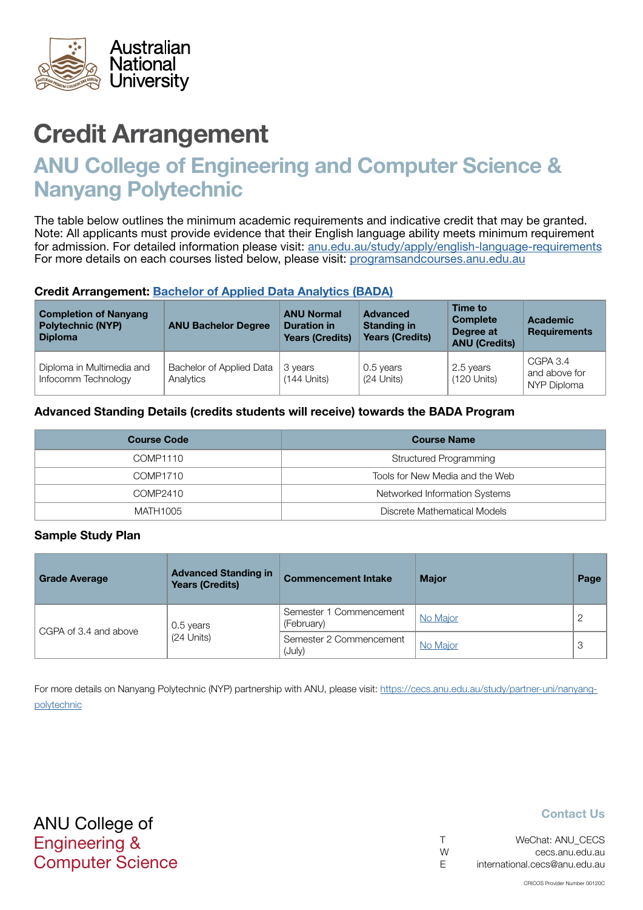# Credit Arrangement

## ANU College of Engineering and Computer Science & Nanyang Polytechnic

The table below outlines the minimum academic requirements and indicative credit that may be granted. Note: All applicants must provide evidence that their English language ability meets minimum requirement for admission. For detailed information please visit: [anu.edu.au/study/apply/english-language-requirements](anu.edu.au/study/apply/english-language-requirements)
For more details on each courses listed below, please visit: [programsandcourses.anu.edu.au](programsandcourses.anu.edu.au)

### Credit Arrangement: [Bachelor of Applied Data Analytics (BADA)]()

| Completion of Nanyang Polytechnic (NYP) Diploma | ANU Bachelor Degree | ANU Normal Duration in Years (Credits) | Advanced Standing in Years (Credits) | Time to Complete Degree at ANU (Credits) | Academic Requirements |
|---|---|---|---|---|---|
| Diploma in Multimedia and Infocomm Technology | Bachelor of Applied Data Analytics | 3 years (144 Units) | 0.5 years (24 Units) | 2.5 years (120 Units) | CGPA 3.4 and above for NYP Diploma |

### Advanced Standing Details (credits students will receive) towards the BADA Program

| Course Code | Course Name |
|---|---|
| COMP1110 | Structured Programming |
| COMP1710 | Tools for New Media and the Web |
| COMP2410 | Networked Information Systems |
| MATH1005 | Discrete Mathematical Models |

### Sample Study Plan

| Grade Average | Advanced Standing in Years (Credits) | Commencement Intake | Major | Page |
|---|---|---|---|---|
| CGPA of 3.4 and above | 0.5 years (24 Units) | Semester 1 Commencement (February) | [No Major]() | 2 |
| | | Semester 2 Commencement (July) | [No Major]() | 3 |

For more details on Nanyang Polytechnic (NYP) partnership with ANU, please visit: [https://cecs.anu.edu.au/study/partner-uni/nanyang-polytechnic](https://cecs.anu.edu.au/study/partner-uni/nanyang-polytechnic)

ANU College of
Engineering &
Computer Science

**Contact Us**

T WeChat: ANU_CECS
W cecs.anu.edu.au
E international.cecs@anu.edu.au

CRICOS Provider Number 00120C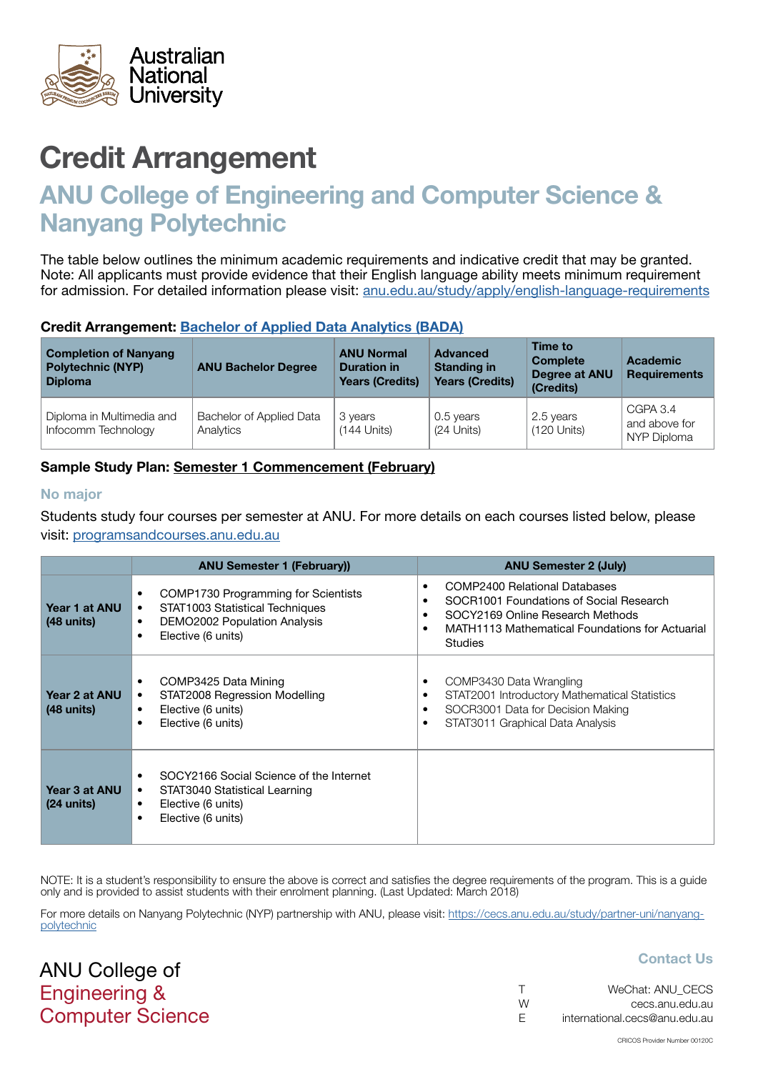Australian National University

# Credit Arrangement

## ANU College of Engineering and Computer Science & Nanyang Polytechnic

The table below outlines the minimum academic requirements and indicative credit that may be granted. Note: All applicants must provide evidence that their English language ability meets minimum requirement for admission. For detailed information please visit: [anu.edu.au/study/apply/english-language-requirements](anu.edu.au/study/apply/english-language-requirements)

**Credit Arrangement: Bachelor of Applied Data Analytics (BADA)**

| Completion of Nanyang Polytechnic (NYP) Diploma | ANU Bachelor Degree | ANU Normal Duration in Years (Credits) | Advanced Standing in Years (Credits) | Time to Complete Degree at ANU (Credits) | Academic Requirements |
|---|---|---|---|---|---|
| Diploma in Multimedia and Infocomm Technology | Bachelor of Applied Data Analytics | 3 years (144 Units) | 0.5 years (24 Units) | 2.5 years (120 Units) | CGPA 3.4 and above for NYP Diploma |

**Sample Study Plan: Semester 1 Commencement (February)**

### No major

Students study four courses per semester at ANU. For more details on each courses listed below, please visit: [programsandcourses.anu.edu.au](programsandcourses.anu.edu.au)

| | ANU Semester 1 (February)) | ANU Semester 2 (July) |
|---|---|---|
| **Year 1 at ANU (48 units)** | • COMP1730 Programming for Scientists<br>• STAT1003 Statistical Techniques<br>• DEMO2002 Population Analysis<br>• Elective (6 units) | • COMP2400 Relational Databases<br>• SOCR1001 Foundations of Social Research<br>• SOCY2169 Online Research Methods<br>• MATH1113 Mathematical Foundations for Actuarial Studies |
| **Year 2 at ANU (48 units)** | • COMP3425 Data Mining<br>• STAT2008 Regression Modelling<br>• Elective (6 units)<br>• Elective (6 units) | • COMP3430 Data Wrangling<br>• STAT2001 Introductory Mathematical Statistics<br>• SOCR3001 Data for Decision Making<br>• STAT3011 Graphical Data Analysis |
| **Year 3 at ANU (24 units)** | • SOCY2166 Social Science of the Internet<br>• STAT3040 Statistical Learning<br>• Elective (6 units)<br>• Elective (6 units) | |

NOTE: It is a student's responsibility to ensure the above is correct and satisfies the degree requirements of the program. This is a guide only and is provided to assist students with their enrolment planning. (Last Updated: March 2018)

For more details on Nanyang Polytechnic (NYP) partnership with ANU, please visit: [https://cecs.anu.edu.au/study/partner-uni/nanyang-polytechnic](https://cecs.anu.edu.au/study/partner-uni/nanyang-polytechnic)

ANU College of Engineering & Computer Science

**Contact Us**

T WeChat: ANU_CECS
W cecs.anu.edu.au
E international.cecs@anu.edu.au

CRICOS Provider Number 00120C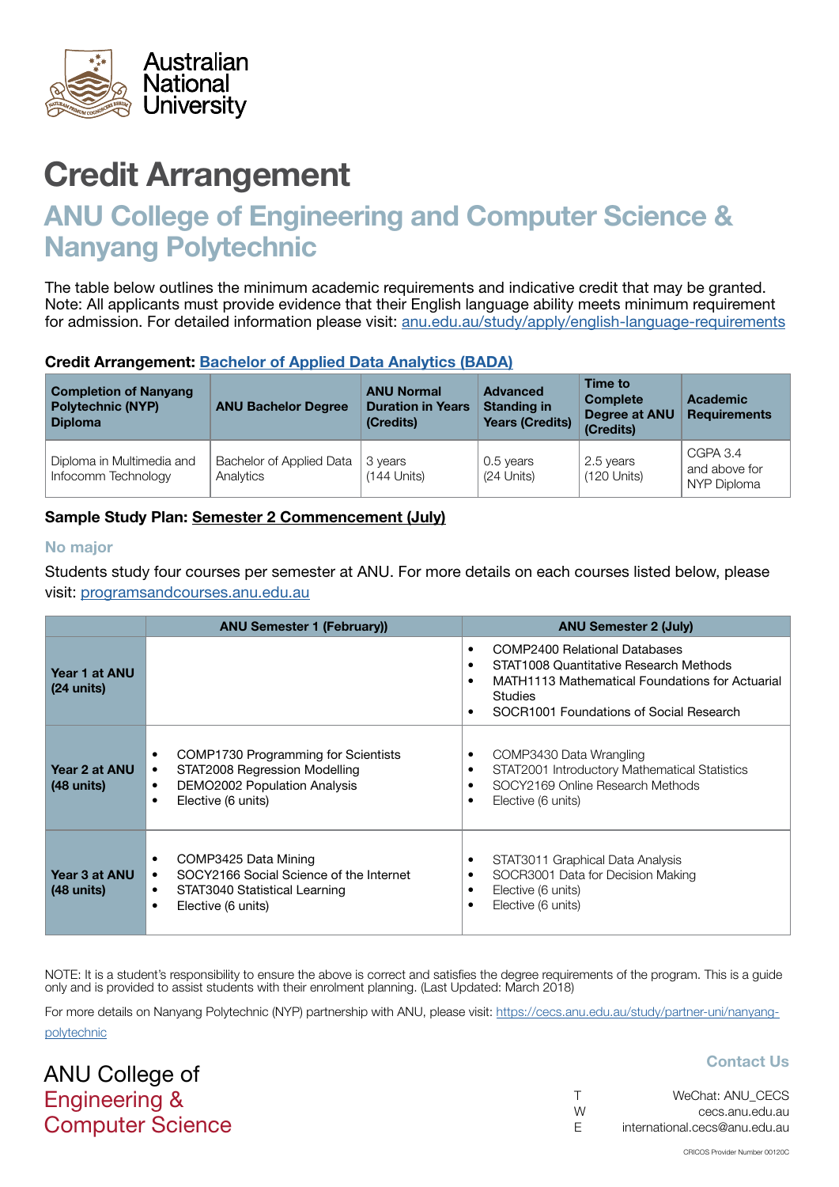Australian National University

# Credit Arrangement

## ANU College of Engineering and Computer Science & Nanyang Polytechnic

The table below outlines the minimum academic requirements and indicative credit that may be granted. Note: All applicants must provide evidence that their English language ability meets minimum requirement for admission. For detailed information please visit: anu.edu.au/study/apply/english-language-requirements

**Credit Arrangement: Bachelor of Applied Data Analytics (BADA)**

| Completion of Nanyang Polytechnic (NYP) Diploma | ANU Bachelor Degree | ANU Normal Duration in Years (Credits) | Advanced Standing in Years (Credits) | Time to Complete Degree at ANU (Credits) | Academic Requirements |
|---|---|---|---|---|---|
| Diploma in Multimedia and Infocomm Technology | Bachelor of Applied Data Analytics | 3 years (144 Units) | 0.5 years (24 Units) | 2.5 years (120 Units) | CGPA 3.4 and above for NYP Diploma |

**Sample Study Plan: Semester 2 Commencement (July)**

### No major

Students study four courses per semester at ANU. For more details on each courses listed below, please visit: programsandcourses.anu.edu.au

| | ANU Semester 1 (February)) | ANU Semester 2 (July) |
|---|---|---|
| **Year 1 at ANU (24 units)** | | • COMP2400 Relational Databases<br>• STAT1008 Quantitative Research Methods<br>• MATH1113 Mathematical Foundations for Actuarial Studies<br>• SOCR1001 Foundations of Social Research |
| **Year 2 at ANU (48 units)** | • COMP1730 Programming for Scientists<br>• STAT2008 Regression Modelling<br>• DEMO2002 Population Analysis<br>• Elective (6 units) | • COMP3430 Data Wrangling<br>• STAT2001 Introductory Mathematical Statistics<br>• SOCY2169 Online Research Methods<br>• Elective (6 units) |
| **Year 3 at ANU (48 units)** | • COMP3425 Data Mining<br>• SOCY2166 Social Science of the Internet<br>• STAT3040 Statistical Learning<br>• Elective (6 units) | • STAT3011 Graphical Data Analysis<br>• SOCR3001 Data for Decision Making<br>• Elective (6 units)<br>• Elective (6 units) |

NOTE: It is a student's responsibility to ensure the above is correct and satisfies the degree requirements of the program. This is a guide only and is provided to assist students with their enrolment planning. (Last Updated: March 2018)

For more details on Nanyang Polytechnic (NYP) partnership with ANU, please visit: https://cecs.anu.edu.au/study/partner-uni/nanyang-polytechnic

ANU College of Engineering & Computer Science

**Contact Us**

T WeChat: ANU_CECS
W cecs.anu.edu.au
E international.cecs@anu.edu.au

CRICOS Provider Number 00120C